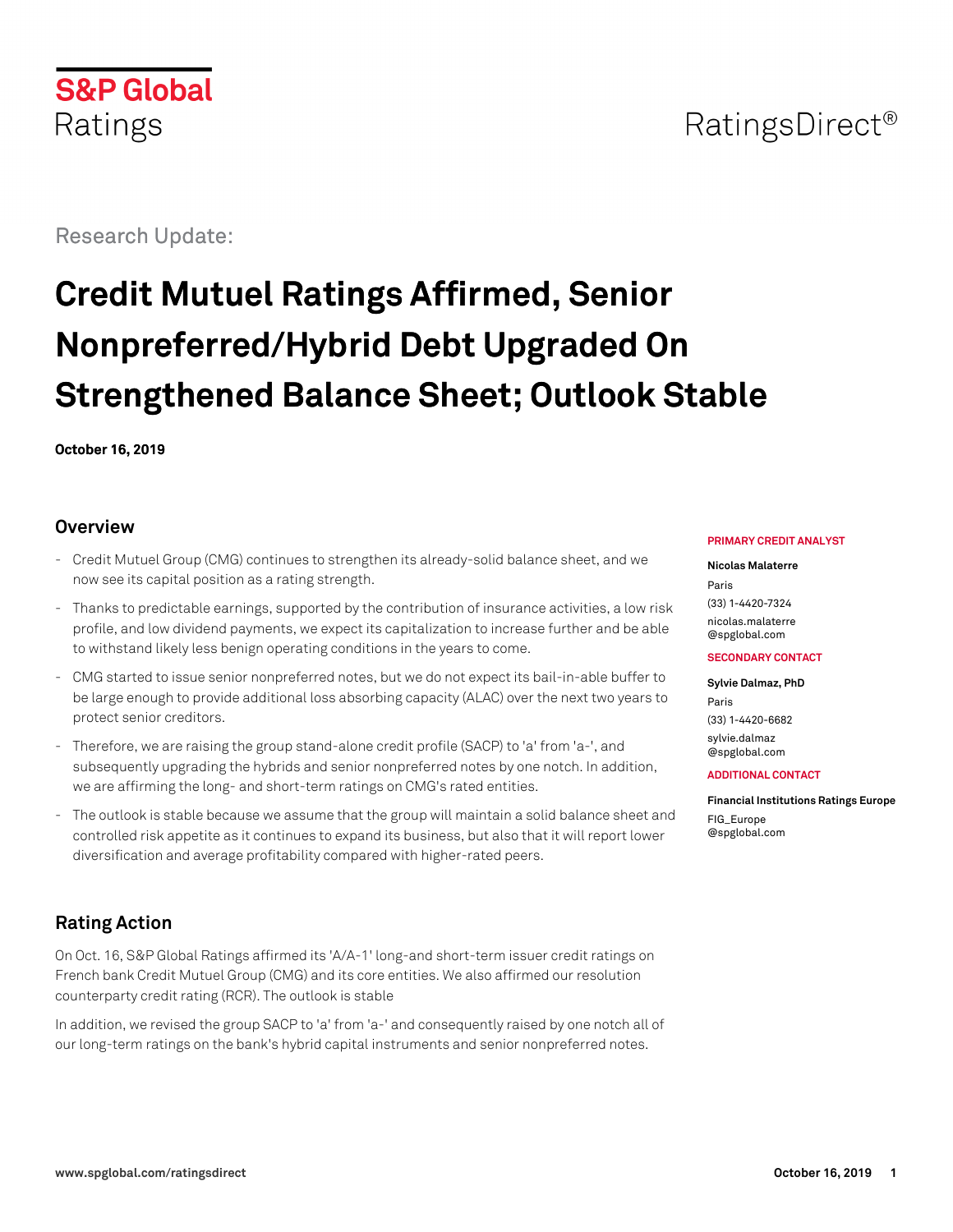S&P Global Ratings

RatingsDirect®

Research Update:

# Credit Mutuel Ratings Affirmed, Senior Nonpreferred/Hybrid Debt Upgraded On Strengthened Balance Sheet; Outlook Stable

**October 16, 2019**

**PRIMARY CREDIT ANALYST**

**Nicolas Malaterre**

Paris

(33) 1-4420-7324

nicolas.malaterre@spglobal.com

**SECONDARY CONTACT**

**Sylvie Dalmaz, PhD**

Paris

(33) 1-4420-6682

sylvie.dalmaz@spglobal.com

**ADDITIONAL CONTACT**

**Financial Institutions Ratings Europe**

FIG_Europe@spglobal.com

## Overview

- Credit Mutuel Group (CMG) continues to strengthen its already-solid balance sheet, and we now see its capital position as a rating strength.
- Thanks to predictable earnings, supported by the contribution of insurance activities, a low risk profile, and low dividend payments, we expect its capitalization to increase further and be able to withstand likely less benign operating conditions in the years to come.
- CMG started to issue senior nonpreferred notes, but we do not expect its bail-in-able buffer to be large enough to provide additional loss absorbing capacity (ALAC) over the next two years to protect senior creditors.
- Therefore, we are raising the group stand-alone credit profile (SACP) to 'a' from 'a-', and subsequently upgrading the hybrids and senior nonpreferred notes by one notch. In addition, we are affirming the long- and short-term ratings on CMG's rated entities.
- The outlook is stable because we assume that the group will maintain a solid balance sheet and controlled risk appetite as it continues to expand its business, but also that it will report lower diversification and average profitability compared with higher-rated peers.

## Rating Action

On Oct. 16, S&P Global Ratings affirmed its 'A/A-1' long-and short-term issuer credit ratings on French bank Credit Mutuel Group (CMG) and its core entities. We also affirmed our resolution counterparty credit rating (RCR). The outlook is stable

In addition, we revised the group SACP to 'a' from 'a-' and consequently raised by one notch all of our long-term ratings on the bank's hybrid capital instruments and senior nonpreferred notes.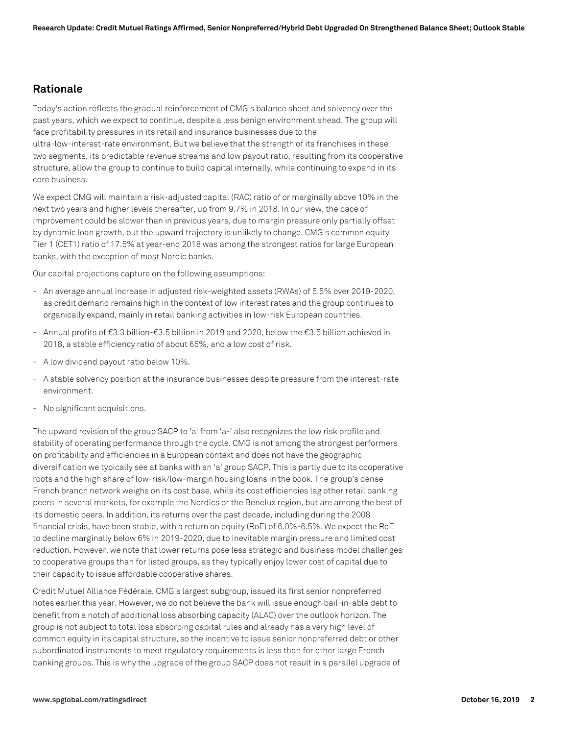## Rationale

Today's action reflects the gradual reinforcement of CMG's balance sheet and solvency over the past years, which we expect to continue, despite a less benign environment ahead. The group will face profitability pressures in its retail and insurance businesses due to the ultra-low-interest-rate environment. But we believe that the strength of its franchises in these two segments, its predictable revenue streams and low payout ratio, resulting from its cooperative structure, allow the group to continue to build capital internally, while continuing to expand in its core business.

We expect CMG will maintain a risk-adjusted capital (RAC) ratio of or marginally above 10% in the next two years and higher levels thereafter, up from 9.7% in 2018. In our view, the pace of improvement could be slower than in previous years, due to margin pressure only partially offset by dynamic loan growth, but the upward trajectory is unlikely to change. CMG's common equity Tier 1 (CET1) ratio of 17.5% at year-end 2018 was among the strongest ratios for large European banks, with the exception of most Nordic banks.

Our capital projections capture on the following assumptions:

- An average annual increase in adjusted risk-weighted assets (RWAs) of 5.5% over 2019-2020, as credit demand remains high in the context of low interest rates and the group continues to organically expand, mainly in retail banking activities in low-risk European countries.
- Annual profits of €3.3 billion-€3.5 billion in 2019 and 2020, below the €3.5 billion achieved in 2018, a stable efficiency ratio of about 65%, and a low cost of risk.
- A low dividend payout ratio below 10%.
- A stable solvency position at the insurance businesses despite pressure from the interest-rate environment.
- No significant acquisitions.

The upward revision of the group SACP to 'a' from 'a-' also recognizes the low risk profile and stability of operating performance through the cycle. CMG is not among the strongest performers on profitability and efficiencies in a European context and does not have the geographic diversification we typically see at banks with an 'a' group SACP. This is partly due to its cooperative roots and the high share of low-risk/low-margin housing loans in the book. The group's dense French branch network weighs on its cost base, while its cost efficiencies lag other retail banking peers in several markets, for example the Nordics or the Benelux region, but are among the best of its domestic peers. In addition, its returns over the past decade, including during the 2008 financial crisis, have been stable, with a return on equity (RoE) of 6.0%-6.5%. We expect the RoE to decline marginally below 6% in 2019-2020, due to inevitable margin pressure and limited cost reduction. However, we note that lower returns pose less strategic and business model challenges to cooperative groups than for listed groups, as they typically enjoy lower cost of capital due to their capacity to issue affordable cooperative shares.

Credit Mutuel Alliance Fédérale, CMG's largest subgroup, issued its first senior nonpreferred notes earlier this year. However, we do not believe the bank will issue enough bail-in-able debt to benefit from a notch of additional loss absorbing capacity (ALAC) over the outlook horizon. The group is not subject to total loss absorbing capital rules and already has a very high level of common equity in its capital structure, so the incentive to issue senior nonpreferred debt or other subordinated instruments to meet regulatory requirements is less than for other large French banking groups. This is why the upgrade of the group SACP does not result in a parallel upgrade of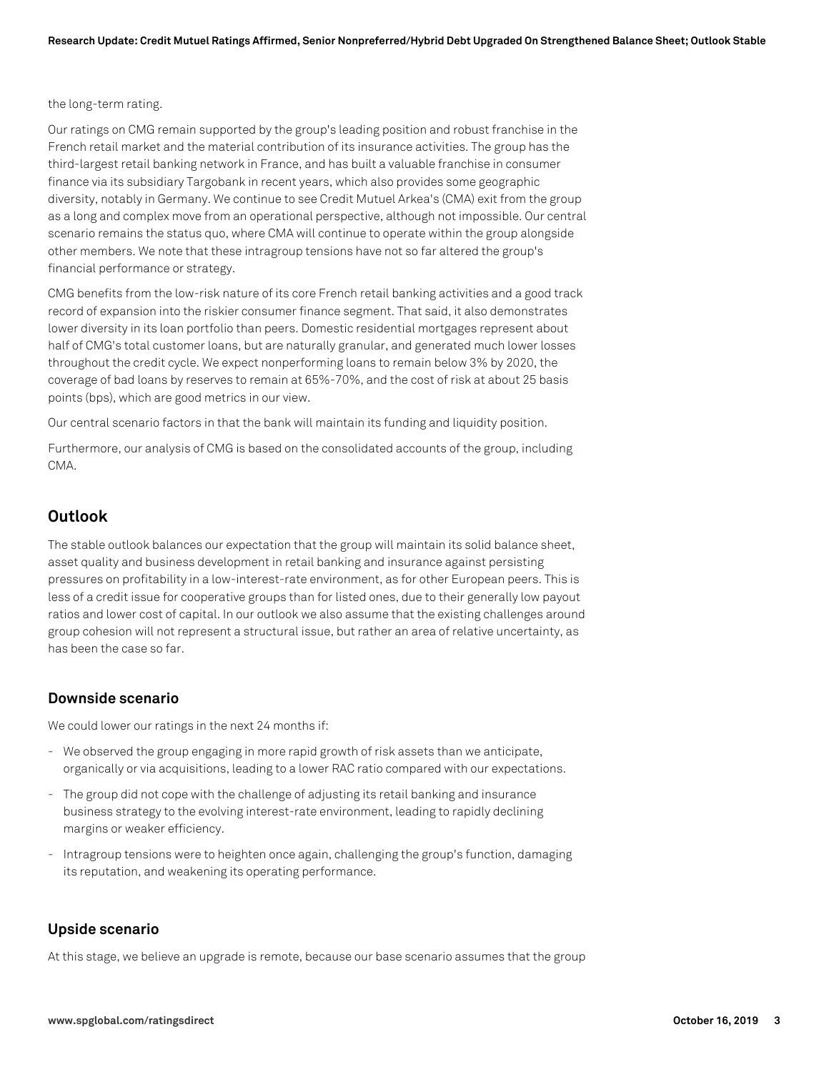the long-term rating.

Our ratings on CMG remain supported by the group's leading position and robust franchise in the French retail market and the material contribution of its insurance activities. The group has the third-largest retail banking network in France, and has built a valuable franchise in consumer finance via its subsidiary Targobank in recent years, which also provides some geographic diversity, notably in Germany. We continue to see Credit Mutuel Arkea's (CMA) exit from the group as a long and complex move from an operational perspective, although not impossible. Our central scenario remains the status quo, where CMA will continue to operate within the group alongside other members. We note that these intragroup tensions have not so far altered the group's financial performance or strategy.

CMG benefits from the low-risk nature of its core French retail banking activities and a good track record of expansion into the riskier consumer finance segment. That said, it also demonstrates lower diversity in its loan portfolio than peers. Domestic residential mortgages represent about half of CMG's total customer loans, but are naturally granular, and generated much lower losses throughout the credit cycle. We expect nonperforming loans to remain below 3% by 2020, the coverage of bad loans by reserves to remain at 65%-70%, and the cost of risk at about 25 basis points (bps), which are good metrics in our view.

Our central scenario factors in that the bank will maintain its funding and liquidity position.

Furthermore, our analysis of CMG is based on the consolidated accounts of the group, including CMA.

## Outlook

The stable outlook balances our expectation that the group will maintain its solid balance sheet, asset quality and business development in retail banking and insurance against persisting pressures on profitability in a low-interest-rate environment, as for other European peers. This is less of a credit issue for cooperative groups than for listed ones, due to their generally low payout ratios and lower cost of capital. In our outlook we also assume that the existing challenges around group cohesion will not represent a structural issue, but rather an area of relative uncertainty, as has been the case so far.

### Downside scenario

We could lower our ratings in the next 24 months if:

- We observed the group engaging in more rapid growth of risk assets than we anticipate, organically or via acquisitions, leading to a lower RAC ratio compared with our expectations.
- The group did not cope with the challenge of adjusting its retail banking and insurance business strategy to the evolving interest-rate environment, leading to rapidly declining margins or weaker efficiency.
- Intragroup tensions were to heighten once again, challenging the group's function, damaging its reputation, and weakening its operating performance.

### Upside scenario

At this stage, we believe an upgrade is remote, because our base scenario assumes that the group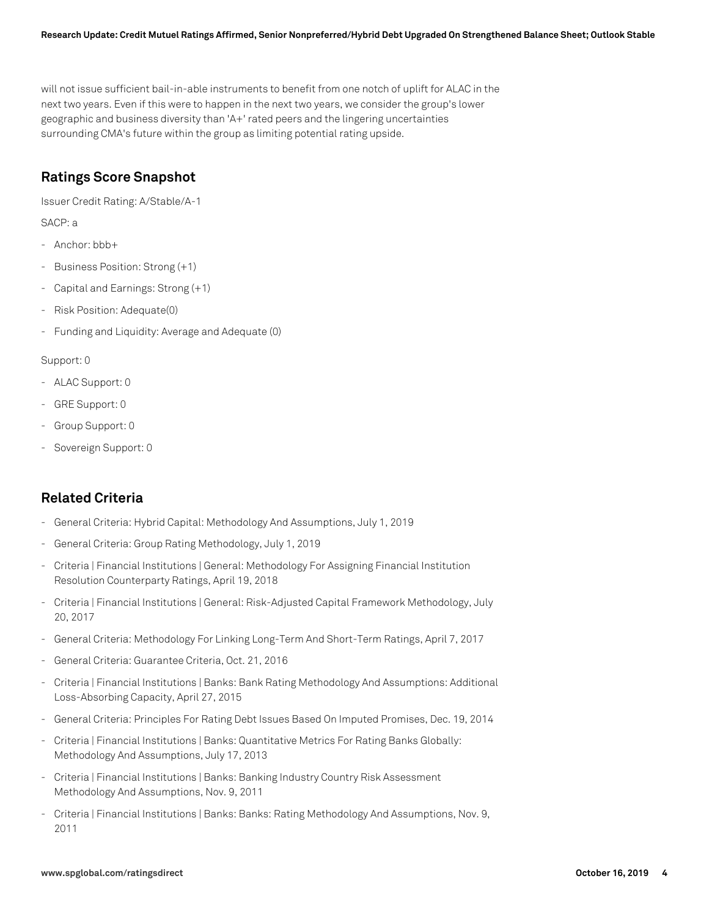will not issue sufficient bail-in-able instruments to benefit from one notch of uplift for ALAC in the next two years. Even if this were to happen in the next two years, we consider the group's lower geographic and business diversity than 'A+' rated peers and the lingering uncertainties surrounding CMA's future within the group as limiting potential rating upside.

## Ratings Score Snapshot

Issuer Credit Rating: A/Stable/A-1

SACP: a

- Anchor: bbb+
- Business Position: Strong (+1)
- Capital and Earnings: Strong (+1)
- Risk Position: Adequate(0)
- Funding and Liquidity: Average and Adequate (0)

Support: 0

- ALAC Support: 0
- GRE Support: 0
- Group Support: 0
- Sovereign Support: 0

## Related Criteria

- General Criteria: Hybrid Capital: Methodology And Assumptions, July 1, 2019
- General Criteria: Group Rating Methodology, July 1, 2019
- Criteria | Financial Institutions | General: Methodology For Assigning Financial Institution Resolution Counterparty Ratings, April 19, 2018
- Criteria | Financial Institutions | General: Risk-Adjusted Capital Framework Methodology, July 20, 2017
- General Criteria: Methodology For Linking Long-Term And Short-Term Ratings, April 7, 2017
- General Criteria: Guarantee Criteria, Oct. 21, 2016
- Criteria | Financial Institutions | Banks: Bank Rating Methodology And Assumptions: Additional Loss-Absorbing Capacity, April 27, 2015
- General Criteria: Principles For Rating Debt Issues Based On Imputed Promises, Dec. 19, 2014
- Criteria | Financial Institutions | Banks: Quantitative Metrics For Rating Banks Globally: Methodology And Assumptions, July 17, 2013
- Criteria | Financial Institutions | Banks: Banking Industry Country Risk Assessment Methodology And Assumptions, Nov. 9, 2011
- Criteria | Financial Institutions | Banks: Banks: Rating Methodology And Assumptions, Nov. 9, 2011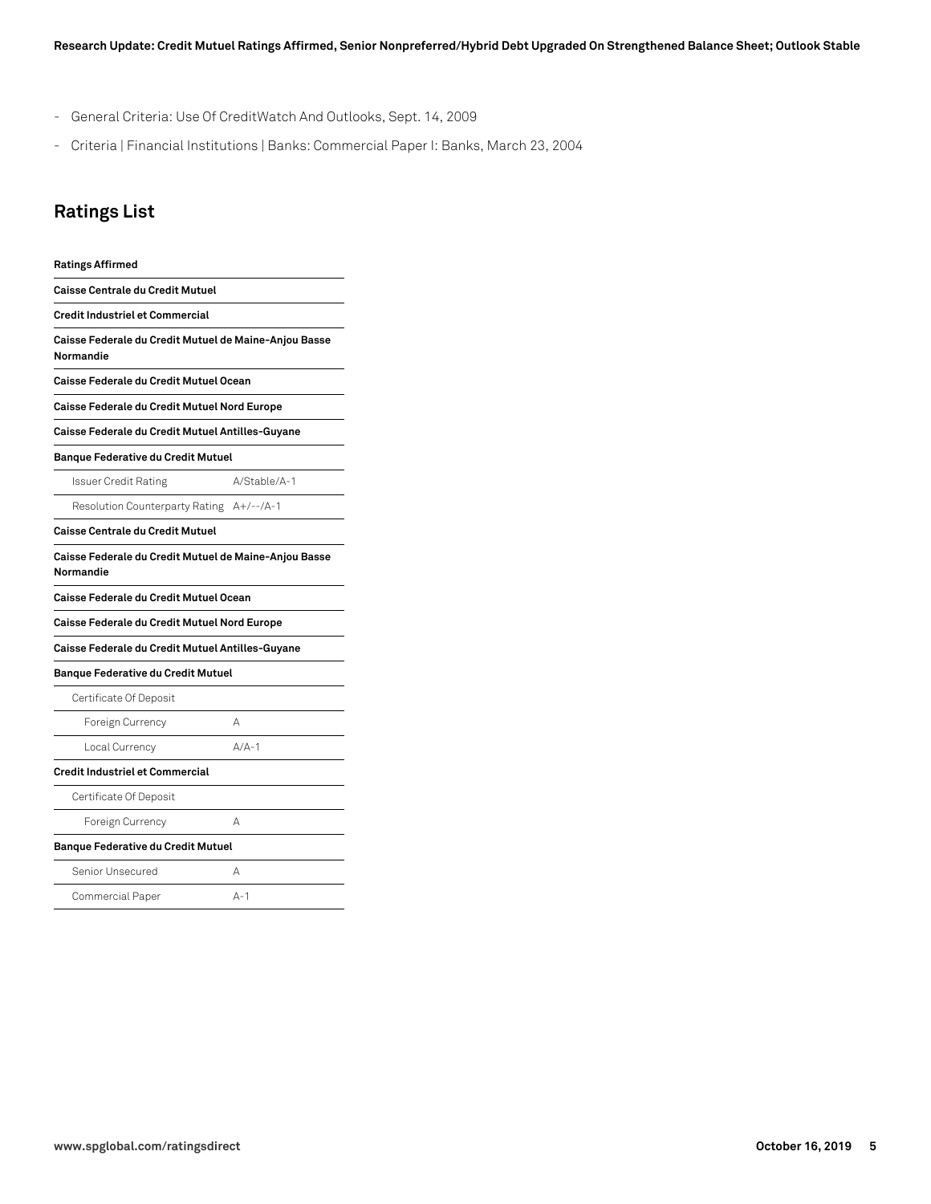- General Criteria: Use Of CreditWatch And Outlooks, Sept. 14, 2009
- Criteria | Financial Institutions | Banks: Commercial Paper I: Banks, March 23, 2004

## Ratings List

| **Ratings Affirmed** | |
|---|---|
| **Caisse Centrale du Credit Mutuel** | |
| **Credit Industriel et Commercial** | |
| **Caisse Federale du Credit Mutuel de Maine-Anjou Basse Normandie** | |
| **Caisse Federale du Credit Mutuel Ocean** | |
| **Caisse Federale du Credit Mutuel Nord Europe** | |
| **Caisse Federale du Credit Mutuel Antilles-Guyane** | |
| **Banque Federative du Credit Mutuel** | |
| Issuer Credit Rating | A/Stable/A-1 |
| Resolution Counterparty Rating | A+/--/A-1 |
| **Caisse Centrale du Credit Mutuel** | |
| **Caisse Federale du Credit Mutuel de Maine-Anjou Basse Normandie** | |
| **Caisse Federale du Credit Mutuel Ocean** | |
| **Caisse Federale du Credit Mutuel Nord Europe** | |
| **Caisse Federale du Credit Mutuel Antilles-Guyane** | |
| **Banque Federative du Credit Mutuel** | |
| Certificate Of Deposit | |
| Foreign Currency | A |
| Local Currency | A/A-1 |
| **Credit Industriel et Commercial** | |
| Certificate Of Deposit | |
| Foreign Currency | A |
| **Banque Federative du Credit Mutuel** | |
| Senior Unsecured | A |
| Commercial Paper | A-1 |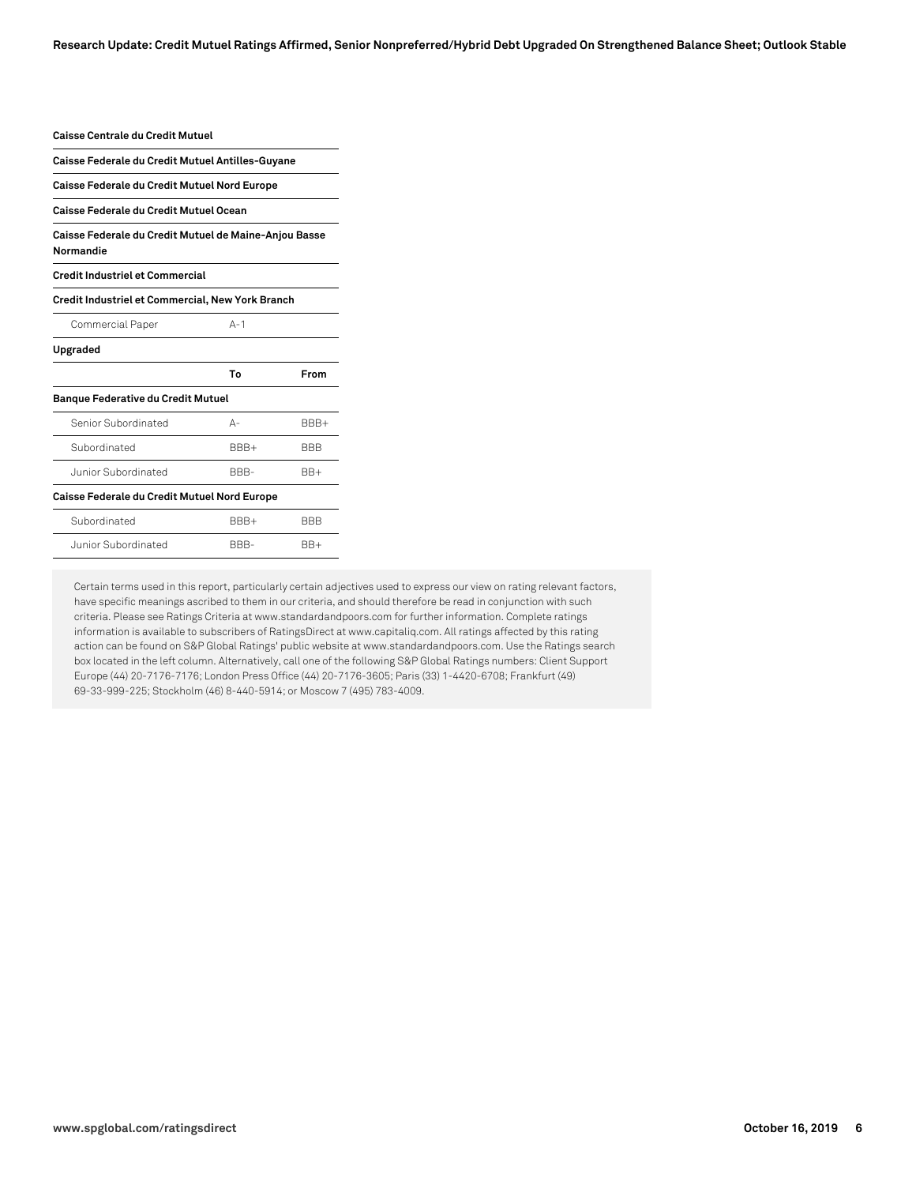| | | |
|---|---|---|
| **Caisse Centrale du Credit Mutuel** | | |
| **Caisse Federale du Credit Mutuel Antilles-Guyane** | | |
| **Caisse Federale du Credit Mutuel Nord Europe** | | |
| **Caisse Federale du Credit Mutuel Ocean** | | |
| **Caisse Federale du Credit Mutuel de Maine-Anjou Basse Normandie** | | |
| **Credit Industriel et Commercial** | | |
| **Credit Industriel et Commercial, New York Branch** | | |
| Commercial Paper | A-1 | |
| **Upgraded** | | |
| | **To** | **From** |
| **Banque Federative du Credit Mutuel** | | |
| Senior Subordinated | A- | BBB+ |
| Subordinated | BBB+ | BBB |
| Junior Subordinated | BBB- | BB+ |
| **Caisse Federale du Credit Mutuel Nord Europe** | | |
| Subordinated | BBB+ | BBB |
| Junior Subordinated | BBB- | BB+ |

Certain terms used in this report, particularly certain adjectives used to express our view on rating relevant factors, have specific meanings ascribed to them in our criteria, and should therefore be read in conjunction with such criteria. Please see Ratings Criteria at www.standardandpoors.com for further information. Complete ratings information is available to subscribers of RatingsDirect at www.capitaliq.com. All ratings affected by this rating action can be found on S&P Global Ratings' public website at www.standardandpoors.com. Use the Ratings search box located in the left column. Alternatively, call one of the following S&P Global Ratings numbers: Client Support Europe (44) 20-7176-7176; London Press Office (44) 20-7176-3605; Paris (33) 1-4420-6708; Frankfurt (49) 69-33-999-225; Stockholm (46) 8-440-5914; or Moscow 7 (495) 783-4009.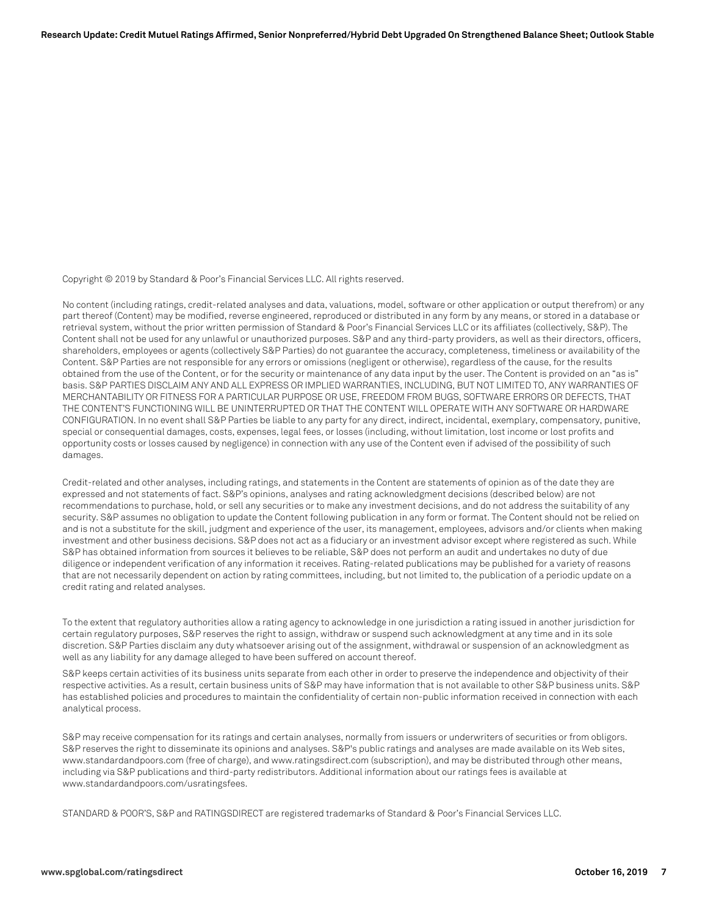Copyright © 2019 by Standard & Poor's Financial Services LLC. All rights reserved.

No content (including ratings, credit-related analyses and data, valuations, model, software or other application or output therefrom) or any part thereof (Content) may be modified, reverse engineered, reproduced or distributed in any form by any means, or stored in a database or retrieval system, without the prior written permission of Standard & Poor's Financial Services LLC or its affiliates (collectively, S&P). The Content shall not be used for any unlawful or unauthorized purposes. S&P and any third-party providers, as well as their directors, officers, shareholders, employees or agents (collectively S&P Parties) do not guarantee the accuracy, completeness, timeliness or availability of the Content. S&P Parties are not responsible for any errors or omissions (negligent or otherwise), regardless of the cause, for the results obtained from the use of the Content, or for the security or maintenance of any data input by the user. The Content is provided on an "as is" basis. S&P PARTIES DISCLAIM ANY AND ALL EXPRESS OR IMPLIED WARRANTIES, INCLUDING, BUT NOT LIMITED TO, ANY WARRANTIES OF MERCHANTABILITY OR FITNESS FOR A PARTICULAR PURPOSE OR USE, FREEDOM FROM BUGS, SOFTWARE ERRORS OR DEFECTS, THAT THE CONTENT'S FUNCTIONING WILL BE UNINTERRUPTED OR THAT THE CONTENT WILL OPERATE WITH ANY SOFTWARE OR HARDWARE CONFIGURATION. In no event shall S&P Parties be liable to any party for any direct, indirect, incidental, exemplary, compensatory, punitive, special or consequential damages, costs, expenses, legal fees, or losses (including, without limitation, lost income or lost profits and opportunity costs or losses caused by negligence) in connection with any use of the Content even if advised of the possibility of such damages.

Credit-related and other analyses, including ratings, and statements in the Content are statements of opinion as of the date they are expressed and not statements of fact. S&P's opinions, analyses and rating acknowledgment decisions (described below) are not recommendations to purchase, hold, or sell any securities or to make any investment decisions, and do not address the suitability of any security. S&P assumes no obligation to update the Content following publication in any form or format. The Content should not be relied on and is not a substitute for the skill, judgment and experience of the user, its management, employees, advisors and/or clients when making investment and other business decisions. S&P does not act as a fiduciary or an investment advisor except where registered as such. While S&P has obtained information from sources it believes to be reliable, S&P does not perform an audit and undertakes no duty of due diligence or independent verification of any information it receives. Rating-related publications may be published for a variety of reasons that are not necessarily dependent on action by rating committees, including, but not limited to, the publication of a periodic update on a credit rating and related analyses.

To the extent that regulatory authorities allow a rating agency to acknowledge in one jurisdiction a rating issued in another jurisdiction for certain regulatory purposes, S&P reserves the right to assign, withdraw or suspend such acknowledgment at any time and in its sole discretion. S&P Parties disclaim any duty whatsoever arising out of the assignment, withdrawal or suspension of an acknowledgment as well as any liability for any damage alleged to have been suffered on account thereof.

S&P keeps certain activities of its business units separate from each other in order to preserve the independence and objectivity of their respective activities. As a result, certain business units of S&P may have information that is not available to other S&P business units. S&P has established policies and procedures to maintain the confidentiality of certain non-public information received in connection with each analytical process.

S&P may receive compensation for its ratings and certain analyses, normally from issuers or underwriters of securities or from obligors. S&P reserves the right to disseminate its opinions and analyses. S&P's public ratings and analyses are made available on its Web sites, www.standardandpoors.com (free of charge), and www.ratingsdirect.com (subscription), and may be distributed through other means, including via S&P publications and third-party redistributors. Additional information about our ratings fees is available at www.standardandpoors.com/usratingsfees.

STANDARD & POOR'S, S&P and RATINGSDIRECT are registered trademarks of Standard & Poor's Financial Services LLC.